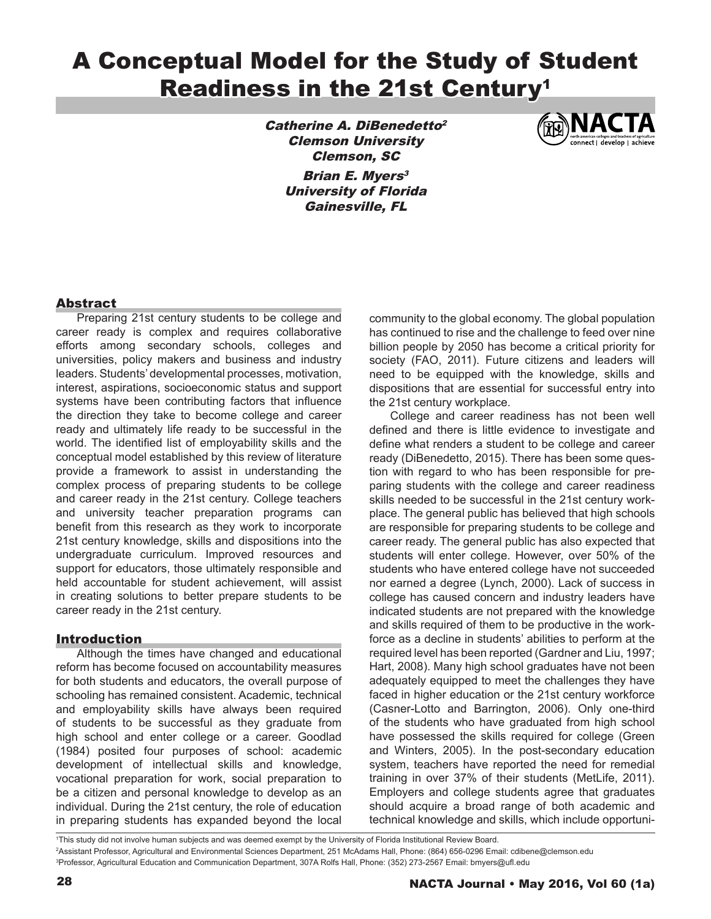# A Conceptual Model for the Study of Student Readiness in the 21st Century[1]

*Catherine A. DiBenedetto[2]*
*Clemson University*
*Clemson, SC*

*Brian E. Myers[3]*
*University of Florida*
*Gainesville, FL*

## Abstract

Preparing 21st century students to be college and career ready is complex and requires collaborative efforts among secondary schools, colleges and universities, policy makers and business and industry leaders. Students' developmental processes, motivation, interest, aspirations, socioeconomic status and support systems have been contributing factors that influence the direction they take to become college and career ready and ultimately life ready to be successful in the world. The identified list of employability skills and the conceptual model established by this review of literature provide a framework to assist in understanding the complex process of preparing students to be college and career ready in the 21st century. College teachers and university teacher preparation programs can benefit from this research as they work to incorporate 21st century knowledge, skills and dispositions into the undergraduate curriculum. Improved resources and support for educators, those ultimately responsible and held accountable for student achievement, will assist in creating solutions to better prepare students to be career ready in the 21st century.

## Introduction

Although the times have changed and educational reform has become focused on accountability measures for both students and educators, the overall purpose of schooling has remained consistent. Academic, technical and employability skills have always been required of students to be successful as they graduate from high school and enter college or a career. Goodlad (1984) posited four purposes of school: academic development of intellectual skills and knowledge, vocational preparation for work, social preparation to be a citizen and personal knowledge to develop as an individual. During the 21st century, the role of education in preparing students has expanded beyond the local community to the global economy. The global population has continued to rise and the challenge to feed over nine billion people by 2050 has become a critical priority for society (FAO, 2011). Future citizens and leaders will need to be equipped with the knowledge, skills and dispositions that are essential for successful entry into the 21st century workplace.

College and career readiness has not been well defined and there is little evidence to investigate and define what renders a student to be college and career ready (DiBenedetto, 2015). There has been some question with regard to who has been responsible for preparing students with the college and career readiness skills needed to be successful in the 21st century workplace. The general public has believed that high schools are responsible for preparing students to be college and career ready. The general public has also expected that students will enter college. However, over 50% of the students who have entered college have not succeeded nor earned a degree (Lynch, 2000). Lack of success in college has caused concern and industry leaders have indicated students are not prepared with the knowledge and skills required of them to be productive in the workforce as a decline in students' abilities to perform at the required level has been reported (Gardner and Liu, 1997; Hart, 2008). Many high school graduates have not been adequately equipped to meet the challenges they have faced in higher education or the 21st century workforce (Casner-Lotto and Barrington, 2006). Only one-third of the students who have graduated from high school have possessed the skills required for college (Green and Winters, 2005). In the post-secondary education system, teachers have reported the need for remedial training in over 37% of their students (MetLife, 2011). Employers and college students agree that graduates should acquire a broad range of both academic and technical knowledge and skills, which include opportuni-

[1]This study did not involve human subjects and was deemed exempt by the University of Florida Institutional Review Board.

[2]Assistant Professor, Agricultural and Environmental Sciences Department, 251 McAdams Hall, Phone: (864) 656-0296 Email: cdibene@clemson.edu

[3]Professor, Agricultural Education and Communication Department, 307A Rolfs Hall, Phone: (352) 273-2567 Email: bmyers@ufl.edu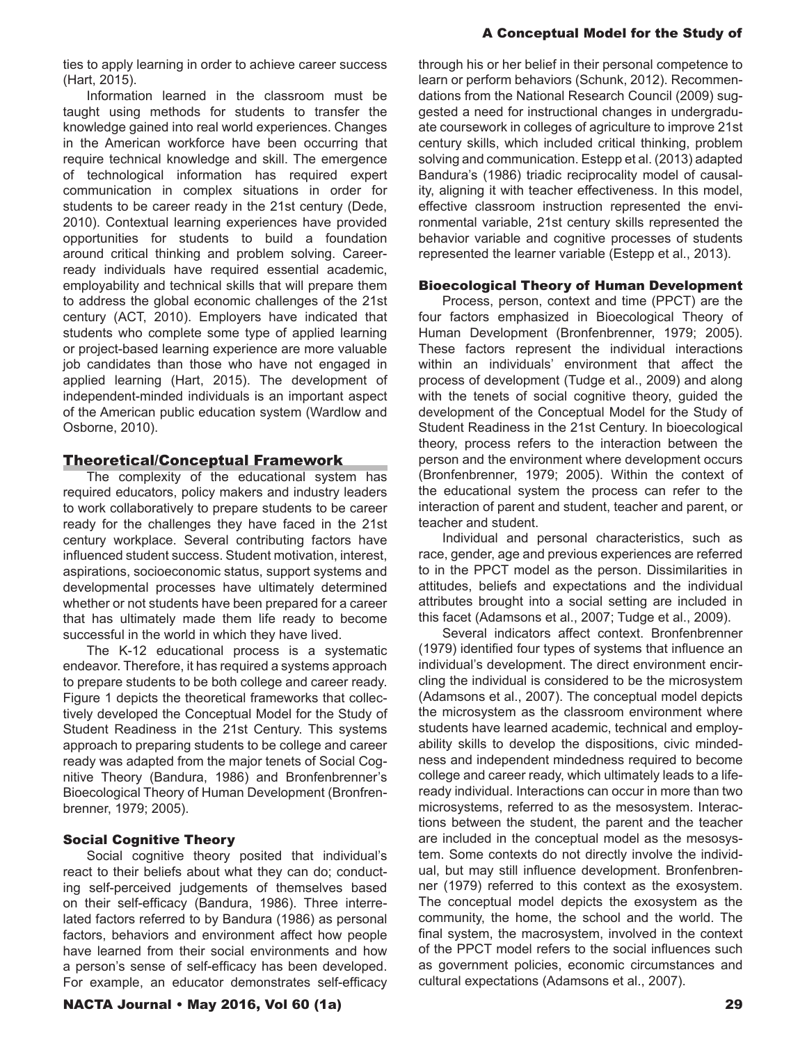ties to apply learning in order to achieve career success (Hart, 2015).

Information learned in the classroom must be taught using methods for students to transfer the knowledge gained into real world experiences. Changes in the American workforce have been occurring that require technical knowledge and skill. The emergence of technological information has required expert communication in complex situations in order for students to be career ready in the 21st century (Dede, 2010). Contextual learning experiences have provided opportunities for students to build a foundation around critical thinking and problem solving. Career-ready individuals have required essential academic, employability and technical skills that will prepare them to address the global economic challenges of the 21st century (ACT, 2010). Employers have indicated that students who complete some type of applied learning or project-based learning experience are more valuable job candidates than those who have not engaged in applied learning (Hart, 2015). The development of independent-minded individuals is an important aspect of the American public education system (Wardlow and Osborne, 2010).

## Theoretical/Conceptual Framework

The complexity of the educational system has required educators, policy makers and industry leaders to work collaboratively to prepare students to be career ready for the challenges they have faced in the 21st century workplace. Several contributing factors have influenced student success. Student motivation, interest, aspirations, socioeconomic status, support systems and developmental processes have ultimately determined whether or not students have been prepared for a career that has ultimately made them life ready to become successful in the world in which they have lived.

The K-12 educational process is a systematic endeavor. Therefore, it has required a systems approach to prepare students to be both college and career ready. Figure 1 depicts the theoretical frameworks that collectively developed the Conceptual Model for the Study of Student Readiness in the 21st Century. This systems approach to preparing students to be college and career ready was adapted from the major tenets of Social Cognitive Theory (Bandura, 1986) and Bronfenbrenner's Bioecological Theory of Human Development (Bronfrenbrenner, 1979; 2005).

### Social Cognitive Theory

Social cognitive theory posited that individual's react to their beliefs about what they can do; conducting self-perceived judgements of themselves based on their self-efficacy (Bandura, 1986). Three interrelated factors referred to by Bandura (1986) as personal factors, behaviors and environment affect how people have learned from their social environments and how a person's sense of self-efficacy has been developed. For example, an educator demonstrates self-efficacy through his or her belief in their personal competence to learn or perform behaviors (Schunk, 2012). Recommendations from the National Research Council (2009) suggested a need for instructional changes in undergraduate coursework in colleges of agriculture to improve 21st century skills, which included critical thinking, problem solving and communication. Estepp et al. (2013) adapted Bandura's (1986) triadic reciprocality model of causality, aligning it with teacher effectiveness. In this model, effective classroom instruction represented the environmental variable, 21st century skills represented the behavior variable and cognitive processes of students represented the learner variable (Estepp et al., 2013).

### Bioecological Theory of Human Development

Process, person, context and time (PPCT) are the four factors emphasized in Bioecological Theory of Human Development (Bronfenbrenner, 1979; 2005). These factors represent the individual interactions within an individuals' environment that affect the process of development (Tudge et al., 2009) and along with the tenets of social cognitive theory, guided the development of the Conceptual Model for the Study of Student Readiness in the 21st Century. In bioecological theory, process refers to the interaction between the person and the environment where development occurs (Bronfenbrenner, 1979; 2005). Within the context of the educational system the process can refer to the interaction of parent and student, teacher and parent, or teacher and student.

Individual and personal characteristics, such as race, gender, age and previous experiences are referred to in the PPCT model as the person. Dissimilarities in attitudes, beliefs and expectations and the individual attributes brought into a social setting are included in this facet (Adamsons et al., 2007; Tudge et al., 2009).

Several indicators affect context. Bronfenbrenner (1979) identified four types of systems that influence an individual's development. The direct environment encircling the individual is considered to be the microsystem (Adamsons et al., 2007). The conceptual model depicts the microsystem as the classroom environment where students have learned academic, technical and employability skills to develop the dispositions, civic mindedness and independent mindedness required to become college and career ready, which ultimately leads to a life-ready individual. Interactions can occur in more than two microsystems, referred to as the mesosystem. Interactions between the student, the parent and the teacher are included in the conceptual model as the mesosystem. Some contexts do not directly involve the individual, but may still influence development. Bronfenbrenner (1979) referred to this context as the exosystem. The conceptual model depicts the exosystem as the community, the home, the school and the world. The final system, the macrosystem, involved in the context of the PPCT model refers to the social influences such as government policies, economic circumstances and cultural expectations (Adamsons et al., 2007).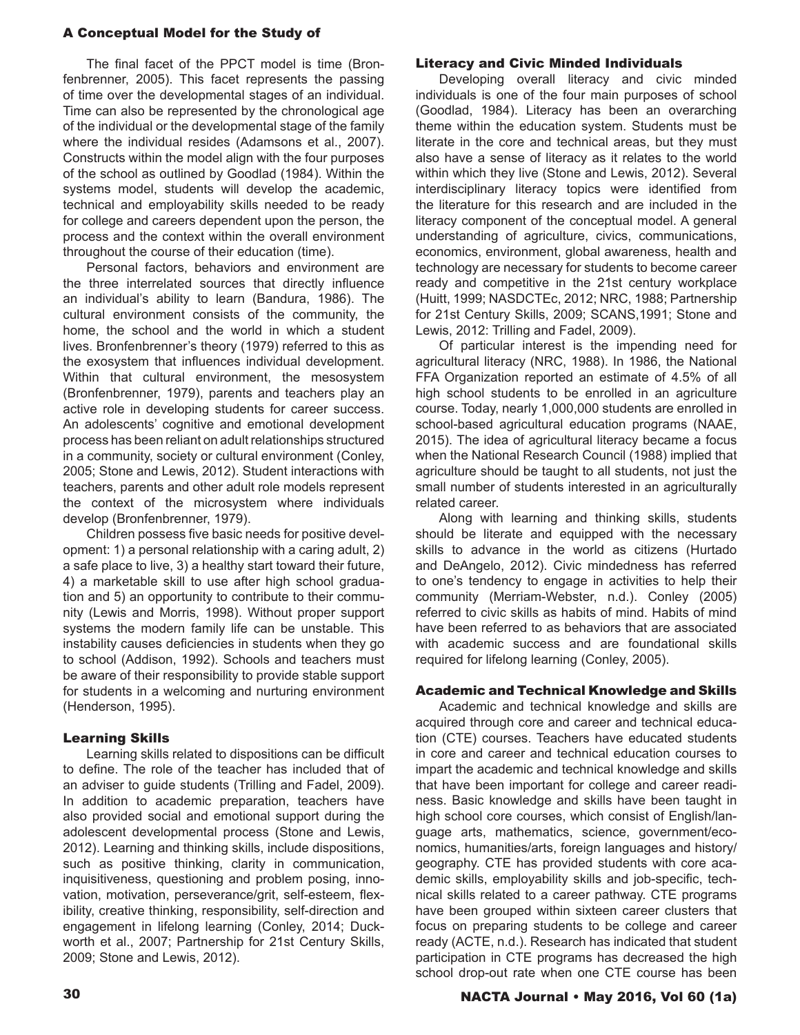The final facet of the PPCT model is time (Bronfenbrenner, 2005). This facet represents the passing of time over the developmental stages of an individual. Time can also be represented by the chronological age of the individual or the developmental stage of the family where the individual resides (Adamsons et al., 2007). Constructs within the model align with the four purposes of the school as outlined by Goodlad (1984). Within the systems model, students will develop the academic, technical and employability skills needed to be ready for college and careers dependent upon the person, the process and the context within the overall environment throughout the course of their education (time).

Personal factors, behaviors and environment are the three interrelated sources that directly influence an individual's ability to learn (Bandura, 1986). The cultural environment consists of the community, the home, the school and the world in which a student lives. Bronfenbrenner's theory (1979) referred to this as the exosystem that influences individual development. Within that cultural environment, the mesosystem (Bronfenbrenner, 1979), parents and teachers play an active role in developing students for career success. An adolescents' cognitive and emotional development process has been reliant on adult relationships structured in a community, society or cultural environment (Conley, 2005; Stone and Lewis, 2012). Student interactions with teachers, parents and other adult role models represent the context of the microsystem where individuals develop (Bronfenbrenner, 1979).

Children possess five basic needs for positive development: 1) a personal relationship with a caring adult, 2) a safe place to live, 3) a healthy start toward their future, 4) a marketable skill to use after high school graduation and 5) an opportunity to contribute to their community (Lewis and Morris, 1998). Without proper support systems the modern family life can be unstable. This instability causes deficiencies in students when they go to school (Addison, 1992). Schools and teachers must be aware of their responsibility to provide stable support for students in a welcoming and nurturing environment (Henderson, 1995).

## Learning Skills

Learning skills related to dispositions can be difficult to define. The role of the teacher has included that of an adviser to guide students (Trilling and Fadel, 2009). In addition to academic preparation, teachers have also provided social and emotional support during the adolescent developmental process (Stone and Lewis, 2012). Learning and thinking skills, include dispositions, such as positive thinking, clarity in communication, inquisitiveness, questioning and problem posing, innovation, motivation, perseverance/grit, self-esteem, flexibility, creative thinking, responsibility, self-direction and engagement in lifelong learning (Conley, 2014; Duckworth et al., 2007; Partnership for 21st Century Skills, 2009; Stone and Lewis, 2012).

## Literacy and Civic Minded Individuals

Developing overall literacy and civic minded individuals is one of the four main purposes of school (Goodlad, 1984). Literacy has been an overarching theme within the education system. Students must be literate in the core and technical areas, but they must also have a sense of literacy as it relates to the world within which they live (Stone and Lewis, 2012). Several interdisciplinary literacy topics were identified from the literature for this research and are included in the literacy component of the conceptual model. A general understanding of agriculture, civics, communications, economics, environment, global awareness, health and technology are necessary for students to become career ready and competitive in the 21st century workplace (Huitt, 1999; NASDCTEc, 2012; NRC, 1988; Partnership for 21st Century Skills, 2009; SCANS,1991; Stone and Lewis, 2012: Trilling and Fadel, 2009).

Of particular interest is the impending need for agricultural literacy (NRC, 1988). In 1986, the National FFA Organization reported an estimate of 4.5% of all high school students to be enrolled in an agriculture course. Today, nearly 1,000,000 students are enrolled in school-based agricultural education programs (NAAE, 2015). The idea of agricultural literacy became a focus when the National Research Council (1988) implied that agriculture should be taught to all students, not just the small number of students interested in an agriculturally related career.

Along with learning and thinking skills, students should be literate and equipped with the necessary skills to advance in the world as citizens (Hurtado and DeAngelo, 2012). Civic mindedness has referred to one's tendency to engage in activities to help their community (Merriam-Webster, n.d.). Conley (2005) referred to civic skills as habits of mind. Habits of mind have been referred to as behaviors that are associated with academic success and are foundational skills required for lifelong learning (Conley, 2005).

## Academic and Technical Knowledge and Skills

Academic and technical knowledge and skills are acquired through core and career and technical education (CTE) courses. Teachers have educated students in core and career and technical education courses to impart the academic and technical knowledge and skills that have been important for college and career readiness. Basic knowledge and skills have been taught in high school core courses, which consist of English/language arts, mathematics, science, government/economics, humanities/arts, foreign languages and history/geography. CTE has provided students with core academic skills, employability skills and job-specific, technical skills related to a career pathway. CTE programs have been grouped within sixteen career clusters that focus on preparing students to be college and career ready (ACTE, n.d.). Research has indicated that student participation in CTE programs has decreased the high school drop-out rate when one CTE course has been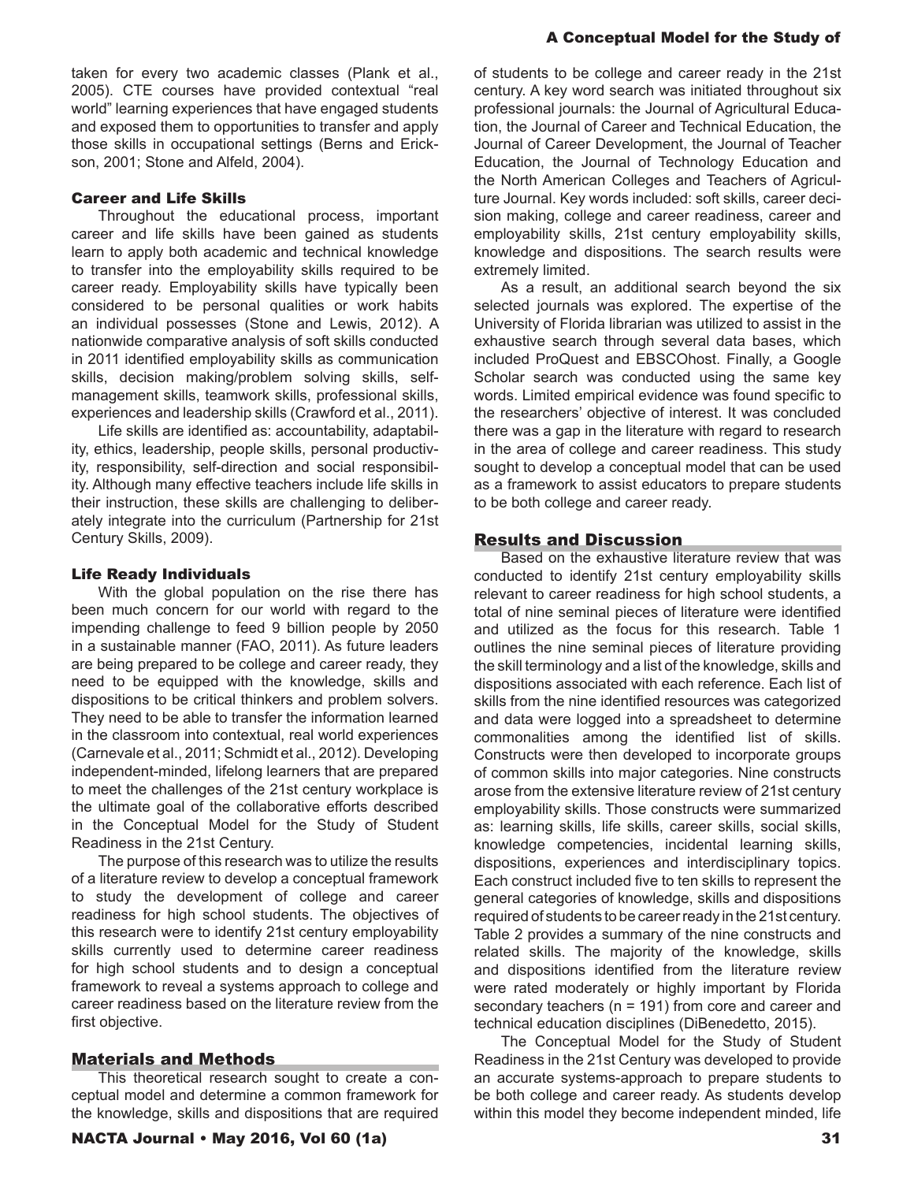taken for every two academic classes (Plank et al., 2005). CTE courses have provided contextual "real world" learning experiences that have engaged students and exposed them to opportunities to transfer and apply those skills in occupational settings (Berns and Erickson, 2001; Stone and Alfeld, 2004).

### Career and Life Skills

Throughout the educational process, important career and life skills have been gained as students learn to apply both academic and technical knowledge to transfer into the employability skills required to be career ready. Employability skills have typically been considered to be personal qualities or work habits an individual possesses (Stone and Lewis, 2012). A nationwide comparative analysis of soft skills conducted in 2011 identified employability skills as communication skills, decision making/problem solving skills, self-management skills, teamwork skills, professional skills, experiences and leadership skills (Crawford et al., 2011).

Life skills are identified as: accountability, adaptability, ethics, leadership, people skills, personal productivity, responsibility, self-direction and social responsibility. Although many effective teachers include life skills in their instruction, these skills are challenging to deliberately integrate into the curriculum (Partnership for 21st Century Skills, 2009).

### Life Ready Individuals

With the global population on the rise there has been much concern for our world with regard to the impending challenge to feed 9 billion people by 2050 in a sustainable manner (FAO, 2011). As future leaders are being prepared to be college and career ready, they need to be equipped with the knowledge, skills and dispositions to be critical thinkers and problem solvers. They need to be able to transfer the information learned in the classroom into contextual, real world experiences (Carnevale et al., 2011; Schmidt et al., 2012). Developing independent-minded, lifelong learners that are prepared to meet the challenges of the 21st century workplace is the ultimate goal of the collaborative efforts described in the Conceptual Model for the Study of Student Readiness in the 21st Century.

The purpose of this research was to utilize the results of a literature review to develop a conceptual framework to study the development of college and career readiness for high school students. The objectives of this research were to identify 21st century employability skills currently used to determine career readiness for high school students and to design a conceptual framework to reveal a systems approach to college and career readiness based on the literature review from the first objective.

## Materials and Methods

This theoretical research sought to create a conceptual model and determine a common framework for the knowledge, skills and dispositions that are required of students to be college and career ready in the 21st century. A key word search was initiated throughout six professional journals: the Journal of Agricultural Education, the Journal of Career and Technical Education, the Journal of Career Development, the Journal of Teacher Education, the Journal of Technology Education and the North American Colleges and Teachers of Agriculture Journal. Key words included: soft skills, career decision making, college and career readiness, career and employability skills, 21st century employability skills, knowledge and dispositions. The search results were extremely limited.

As a result, an additional search beyond the six selected journals was explored. The expertise of the University of Florida librarian was utilized to assist in the exhaustive search through several data bases, which included ProQuest and EBSCOhost. Finally, a Google Scholar search was conducted using the same key words. Limited empirical evidence was found specific to the researchers' objective of interest. It was concluded there was a gap in the literature with regard to research in the area of college and career readiness. This study sought to develop a conceptual model that can be used as a framework to assist educators to prepare students to be both college and career ready.

## Results and Discussion

Based on the exhaustive literature review that was conducted to identify 21st century employability skills relevant to career readiness for high school students, a total of nine seminal pieces of literature were identified and utilized as the focus for this research. Table 1 outlines the nine seminal pieces of literature providing the skill terminology and a list of the knowledge, skills and dispositions associated with each reference. Each list of skills from the nine identified resources was categorized and data were logged into a spreadsheet to determine commonalities among the identified list of skills. Constructs were then developed to incorporate groups of common skills into major categories. Nine constructs arose from the extensive literature review of 21st century employability skills. Those constructs were summarized as: learning skills, life skills, career skills, social skills, knowledge competencies, incidental learning skills, dispositions, experiences and interdisciplinary topics. Each construct included five to ten skills to represent the general categories of knowledge, skills and dispositions required of students to be career ready in the 21st century. Table 2 provides a summary of the nine constructs and related skills. The majority of the knowledge, skills and dispositions identified from the literature review were rated moderately or highly important by Florida secondary teachers (n = 191) from core and career and technical education disciplines (DiBenedetto, 2015).

The Conceptual Model for the Study of Student Readiness in the 21st Century was developed to provide an accurate systems-approach to prepare students to be both college and career ready. As students develop within this model they become independent minded, life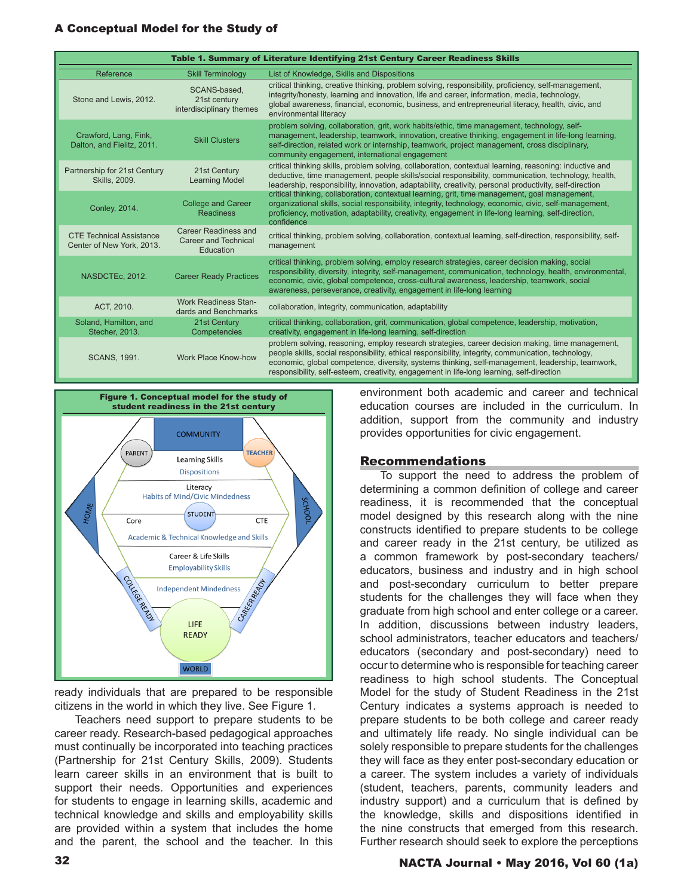**Table 1. Summary of Literature Identifying 21st Century Career Readiness Skills**

| Reference | Skill Terminology | List of Knowledge, Skills and Dispositions |
|---|---|---|
| Stone and Lewis, 2012. | SCANS-based, 21st century interdisciplinary themes | critical thinking, creative thinking, problem solving, responsibility, proficiency, self-management, integrity/honesty, learning and innovation, life and career, information, media, technology, global awareness, financial, economic, business, and entrepreneurial literacy, health, civic, and environmental literacy |
| Crawford, Lang, Fink, Dalton, and Fielitz, 2011. | Skill Clusters | problem solving, collaboration, grit, work habits/ethic, time management, technology, self-management, leadership, teamwork, innovation, creative thinking, engagement in life-long learning, self-direction, related work or internship, teamwork, project management, cross disciplinary, community engagement, international engagement |
| Partnership for 21st Century Skills, 2009. | 21st Century Learning Model | critical thinking skills, problem solving, collaboration, contextual learning, reasoning: inductive and deductive, time management, people skills/social responsibility, communication, technology, health, leadership, responsibility, innovation, adaptability, creativity, personal productivity, self-direction |
| Conley, 2014. | College and Career Readiness | critical thinking, collaboration, contextual learning, grit, time management, goal management, organizational skills, social responsibility, integrity, technology, economic, civic, self-management, proficiency, motivation, adaptability, creativity, engagement in life-long learning, self-direction, confidence |
| CTE Technical Assistance Center of New York, 2013. | Career Readiness and Career and Technical Education | critical thinking, problem solving, collaboration, contextual learning, self-direction, responsibility, self-management |
| NASDCTEc, 2012. | Career Ready Practices | critical thinking, problem solving, employ research strategies, career decision making, social responsibility, diversity, integrity, self-management, communication, technology, health, environmental, economic, civic, global competence, cross-cultural awareness, leadership, teamwork, social awareness, perseverance, creativity, engagement in life-long learning |
| ACT, 2010. | Work Readiness Standards and Benchmarks | collaboration, integrity, communication, adaptability |
| Soland, Hamilton, and Stecher, 2013. | 21st Century Competencies | critical thinking, collaboration, grit, communication, global competence, leadership, motivation, creativity, engagement in life-long learning, self-direction |
| SCANS, 1991. | Work Place Know-how | problem solving, reasoning, employ research strategies, career decision making, time management, people skills, social responsibility, ethical responsibility, integrity, communication, technology, economic, global competence, diversity, systems thinking, self-management, leadership, teamwork, responsibility, self-esteem, creativity, engagement in life-long learning, self-direction |

**Figure 1. Conceptual model for the study of student readiness in the 21st century**

ready individuals that are prepared to be responsible citizens in the world in which they live. See Figure 1.

Teachers need support to prepare students to be career ready. Research-based pedagogical approaches must continually be incorporated into teaching practices (Partnership for 21st Century Skills, 2009). Students learn career skills in an environment that is built to support their needs. Opportunities and experiences for students to engage in learning skills, academic and technical knowledge and skills and employability skills are provided within a system that includes the home and the parent, the school and the teacher. In this environment both academic and career and technical education courses are included in the curriculum. In addition, support from the community and industry provides opportunities for civic engagement.

## Recommendations

To support the need to address the problem of determining a common definition of college and career readiness, it is recommended that the conceptual model designed by this research along with the nine constructs identified to prepare students to be college and career ready in the 21st century, be utilized as a common framework by post-secondary teachers/educators, business and industry and in high school and post-secondary curriculum to better prepare students for the challenges they will face when they graduate from high school and enter college or a career. In addition, discussions between industry leaders, school administrators, teacher educators and teachers/educators (secondary and post-secondary) need to occur to determine who is responsible for teaching career readiness to high school students. The Conceptual Model for the study of Student Readiness in the 21st Century indicates a systems approach is needed to prepare students to be both college and career ready and ultimately life ready. No single individual can be solely responsible to prepare students for the challenges they will face as they enter post-secondary education or a career. The system includes a variety of individuals (student, teachers, parents, community leaders and industry support) and a curriculum that is defined by the knowledge, skills and dispositions identified in the nine constructs that emerged from this research. Further research should seek to explore the perceptions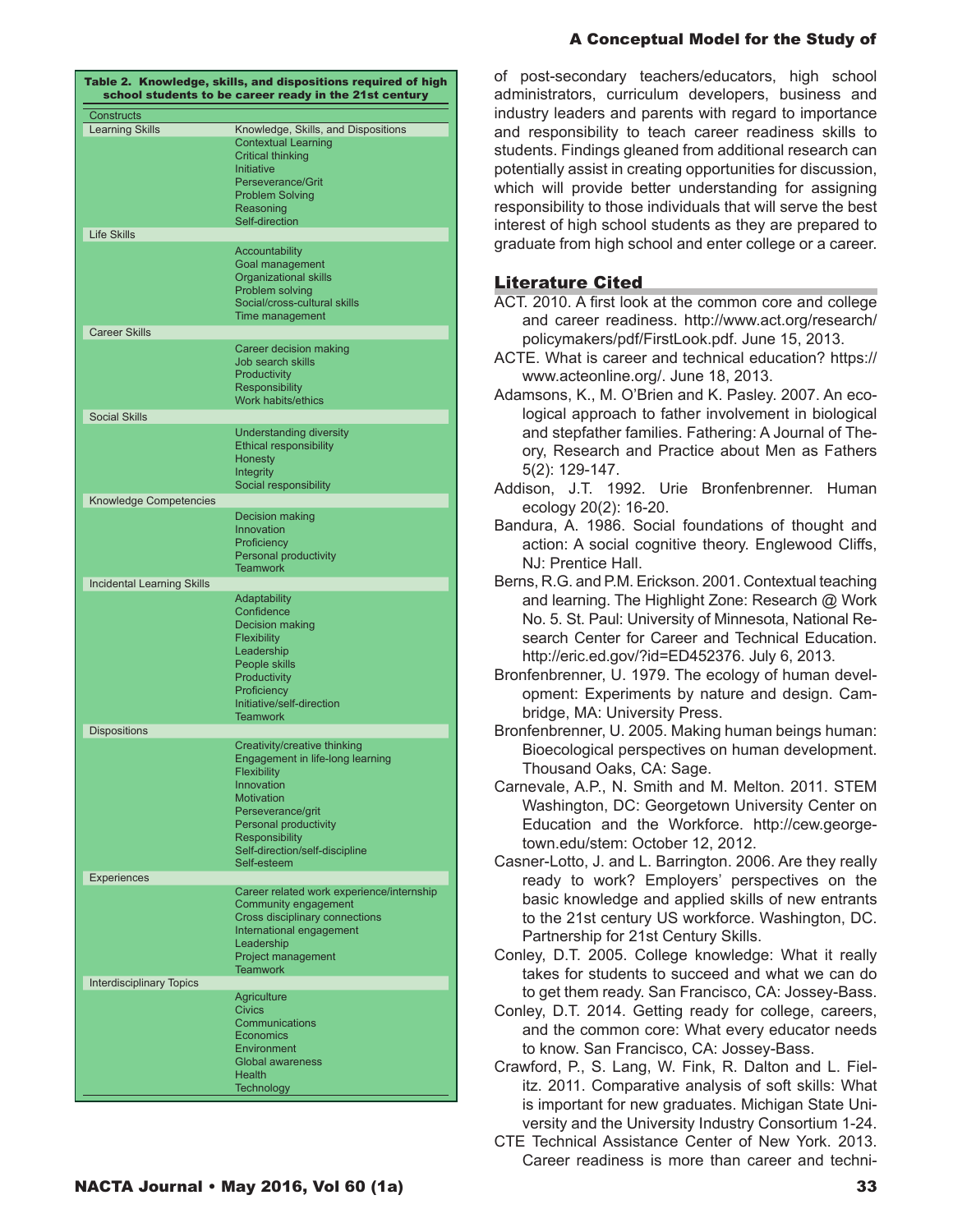Table 2. Knowledge, skills, and dispositions required of high school students to be career ready in the 21st century

| Constructs | |
|---|---|
| Learning Skills | Knowledge, Skills, and Dispositions |
| | Contextual Learning |
| | Critical thinking |
| | Initiative |
| | Perseverance/Grit |
| | Problem Solving |
| | Reasoning |
| | Self-direction |
| Life Skills | |
| | Accountability |
| | Goal management |
| | Organizational skills |
| | Problem solving |
| | Social/cross-cultural skills |
| | Time management |
| Career Skills | |
| | Career decision making |
| | Job search skills |
| | Productivity |
| | Responsibility |
| | Work habits/ethics |
| Social Skills | |
| | Understanding diversity |
| | Ethical responsibility |
| | Honesty |
| | Integrity |
| | Social responsibility |
| Knowledge Competencies | |
| | Decision making |
| | Innovation |
| | Proficiency |
| | Personal productivity |
| | Teamwork |
| Incidental Learning Skills | |
| | Adaptability |
| | Confidence |
| | Decision making |
| | Flexibility |
| | Leadership |
| | People skills |
| | Productivity |
| | Proficiency |
| | Initiative/self-direction |
| | Teamwork |
| Dispositions | |
| | Creativity/creative thinking |
| | Engagement in life-long learning |
| | Flexibility |
| | Innovation |
| | Motivation |
| | Perseverance/grit |
| | Personal productivity |
| | Responsibility |
| | Self-direction/self-discipline |
| | Self-esteem |
| Experiences | |
| | Career related work experience/internship |
| | Community engagement |
| | Cross disciplinary connections |
| | International engagement |
| | Leadership |
| | Project management |
| | Teamwork |
| Interdisciplinary Topics | |
| | Agriculture |
| | Civics |
| | Communications |
| | Economics |
| | Environment |
| | Global awareness |
| | Health |
| | Technology |

of post-secondary teachers/educators, high school administrators, curriculum developers, business and industry leaders and parents with regard to importance and responsibility to teach career readiness skills to students. Findings gleaned from additional research can potentially assist in creating opportunities for discussion, which will provide better understanding for assigning responsibility to those individuals that will serve the best interest of high school students as they are prepared to graduate from high school and enter college or a career.

## Literature Cited

ACT. 2010. A first look at the common core and college and career readiness. http://www.act.org/research/policymakers/pdf/FirstLook.pdf. June 15, 2013.

ACTE. What is career and technical education? https://www.acteonline.org/. June 18, 2013.

Adamsons, K., M. O'Brien and K. Pasley. 2007. An ecological approach to father involvement in biological and stepfather families. Fathering: A Journal of Theory, Research and Practice about Men as Fathers 5(2): 129-147.

Addison, J.T. 1992. Urie Bronfenbrenner. Human ecology 20(2): 16-20.

Bandura, A. 1986. Social foundations of thought and action: A social cognitive theory. Englewood Cliffs, NJ: Prentice Hall.

Berns, R.G. and P.M. Erickson. 2001. Contextual teaching and learning. The Highlight Zone: Research @ Work No. 5. St. Paul: University of Minnesota, National Research Center for Career and Technical Education. http://eric.ed.gov/?id=ED452376. July 6, 2013.

Bronfenbrenner, U. 1979. The ecology of human development: Experiments by nature and design. Cambridge, MA: University Press.

Bronfenbrenner, U. 2005. Making human beings human: Bioecological perspectives on human development. Thousand Oaks, CA: Sage.

Carnevale, A.P., N. Smith and M. Melton. 2011. STEM Washington, DC: Georgetown University Center on Education and the Workforce. http://cew.georgetown.edu/stem: October 12, 2012.

Casner-Lotto, J. and L. Barrington. 2006. Are they really ready to work? Employers' perspectives on the basic knowledge and applied skills of new entrants to the 21st century US workforce. Washington, DC. Partnership for 21st Century Skills.

Conley, D.T. 2005. College knowledge: What it really takes for students to succeed and what we can do to get them ready. San Francisco, CA: Jossey-Bass.

Conley, D.T. 2014. Getting ready for college, careers, and the common core: What every educator needs to know. San Francisco, CA: Jossey-Bass.

Crawford, P., S. Lang, W. Fink, R. Dalton and L. Fielitz. 2011. Comparative analysis of soft skills: What is important for new graduates. Michigan State University and the University Industry Consortium 1-24.

CTE Technical Assistance Center of New York. 2013. Career readiness is more than career and techni-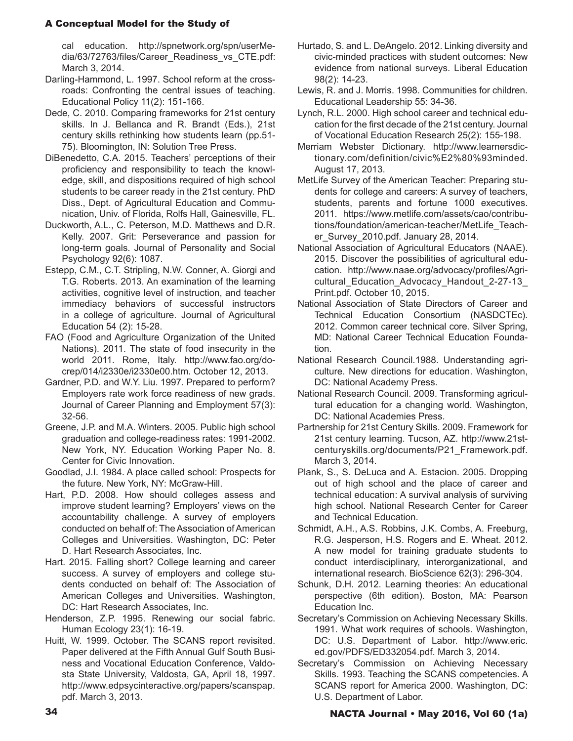cal education. http://spnetwork.org/spn/userMedia/63/72763/files/Career_Readiness_vs_CTE.pdf: March 3, 2014.

Darling-Hammond, L. 1997. School reform at the crossroads: Confronting the central issues of teaching. Educational Policy 11(2): 151-166.

Dede, C. 2010. Comparing frameworks for 21st century skills. In J. Bellanca and R. Brandt (Eds.), 21st century skills rethinking how students learn (pp.51-75). Bloomington, IN: Solution Tree Press.

DiBenedetto, C.A. 2015. Teachers' perceptions of their proficiency and responsibility to teach the knowledge, skill, and dispositions required of high school students to be career ready in the 21st century. PhD Diss., Dept. of Agricultural Education and Communication, Univ. of Florida, Rolfs Hall, Gainesville, FL.

Duckworth, A.L., C. Peterson, M.D. Matthews and D.R. Kelly. 2007. Grit: Perseverance and passion for long-term goals. Journal of Personality and Social Psychology 92(6): 1087.

Estepp, C.M., C.T. Stripling, N.W. Conner, A. Giorgi and T.G. Roberts. 2013. An examination of the learning activities, cognitive level of instruction, and teacher immediacy behaviors of successful instructors in a college of agriculture. Journal of Agricultural Education 54 (2): 15-28.

FAO (Food and Agriculture Organization of the United Nations). 2011. The state of food insecurity in the world 2011. Rome, Italy. http://www.fao.org/docrep/014/i2330e/i2330e00.htm. October 12, 2013.

Gardner, P.D. and W.Y. Liu. 1997. Prepared to perform? Employers rate work force readiness of new grads. Journal of Career Planning and Employment 57(3): 32-56.

Greene, J.P. and M.A. Winters. 2005. Public high school graduation and college-readiness rates: 1991-2002. New York, NY. Education Working Paper No. 8. Center for Civic Innovation.

Goodlad, J.I. 1984. A place called school: Prospects for the future. New York, NY: McGraw-Hill.

Hart, P.D. 2008. How should colleges assess and improve student learning? Employers' views on the accountability challenge. A survey of employers conducted on behalf of: The Association of American Colleges and Universities. Washington, DC: Peter D. Hart Research Associates, Inc.

Hart. 2015. Falling short? College learning and career success. A survey of employers and college students conducted on behalf of: The Association of American Colleges and Universities. Washington, DC: Hart Research Associates, Inc.

Henderson, Z.P. 1995. Renewing our social fabric. Human Ecology 23(1): 16-19.

Huitt, W. 1999. October. The SCANS report revisited. Paper delivered at the Fifth Annual Gulf South Business and Vocational Education Conference, Valdosta State University, Valdosta, GA, April 18, 1997. http://www.edpsycinteractive.org/papers/scanspap.pdf. March 3, 2013.

Hurtado, S. and L. DeAngelo. 2012. Linking diversity and civic-minded practices with student outcomes: New evidence from national surveys. Liberal Education 98(2): 14-23.

Lewis, R. and J. Morris. 1998. Communities for children. Educational Leadership 55: 34-36.

Lynch, R.L. 2000. High school career and technical education for the first decade of the 21st century. Journal of Vocational Education Research 25(2): 155-198.

Merriam Webster Dictionary. http://www.learnersdictionary.com/definition/civic%E2%80%93minded. August 17, 2013.

MetLife Survey of the American Teacher: Preparing students for college and careers: A survey of teachers, students, parents and fortune 1000 executives. 2011. https://www.metlife.com/assets/cao/contributions/foundation/american-teacher/MetLife_Teacher_Survey_2010.pdf. January 28, 2014.

National Association of Agricultural Educators (NAAE). 2015. Discover the possibilities of agricultural education. http://www.naae.org/advocacy/profiles/Agricultural_Education_Advocacy_Handout_2-27-13_Print.pdf. October 10, 2015.

National Association of State Directors of Career and Technical Education Consortium (NASDCTEc). 2012. Common career technical core. Silver Spring, MD: National Career Technical Education Foundation.

National Research Council.1988. Understanding agriculture. New directions for education. Washington, DC: National Academy Press.

National Research Council. 2009. Transforming agricultural education for a changing world. Washington, DC: National Academies Press.

Partnership for 21st Century Skills. 2009. Framework for 21st century learning. Tucson, AZ. http://www.21stcenturyskills.org/documents/P21_Framework.pdf. March 3, 2014.

Plank, S., S. DeLuca and A. Estacion. 2005. Dropping out of high school and the place of career and technical education: A survival analysis of surviving high school. National Research Center for Career and Technical Education.

Schmidt, A.H., A.S. Robbins, J.K. Combs, A. Freeburg, R.G. Jesperson, H.S. Rogers and E. Wheat. 2012. A new model for training graduate students to conduct interdisciplinary, interorganizational, and international research. BioScience 62(3): 296-304.

Schunk, D.H. 2012. Learning theories: An educational perspective (6th edition). Boston, MA: Pearson Education Inc.

Secretary's Commission on Achieving Necessary Skills. 1991. What work requires of schools. Washington, DC: U.S. Department of Labor. http://www.eric.ed.gov/PDFS/ED332054.pdf. March 3, 2014.

Secretary's Commission on Achieving Necessary Skills. 1993. Teaching the SCANS competencies. A SCANS report for America 2000. Washington, DC: U.S. Department of Labor.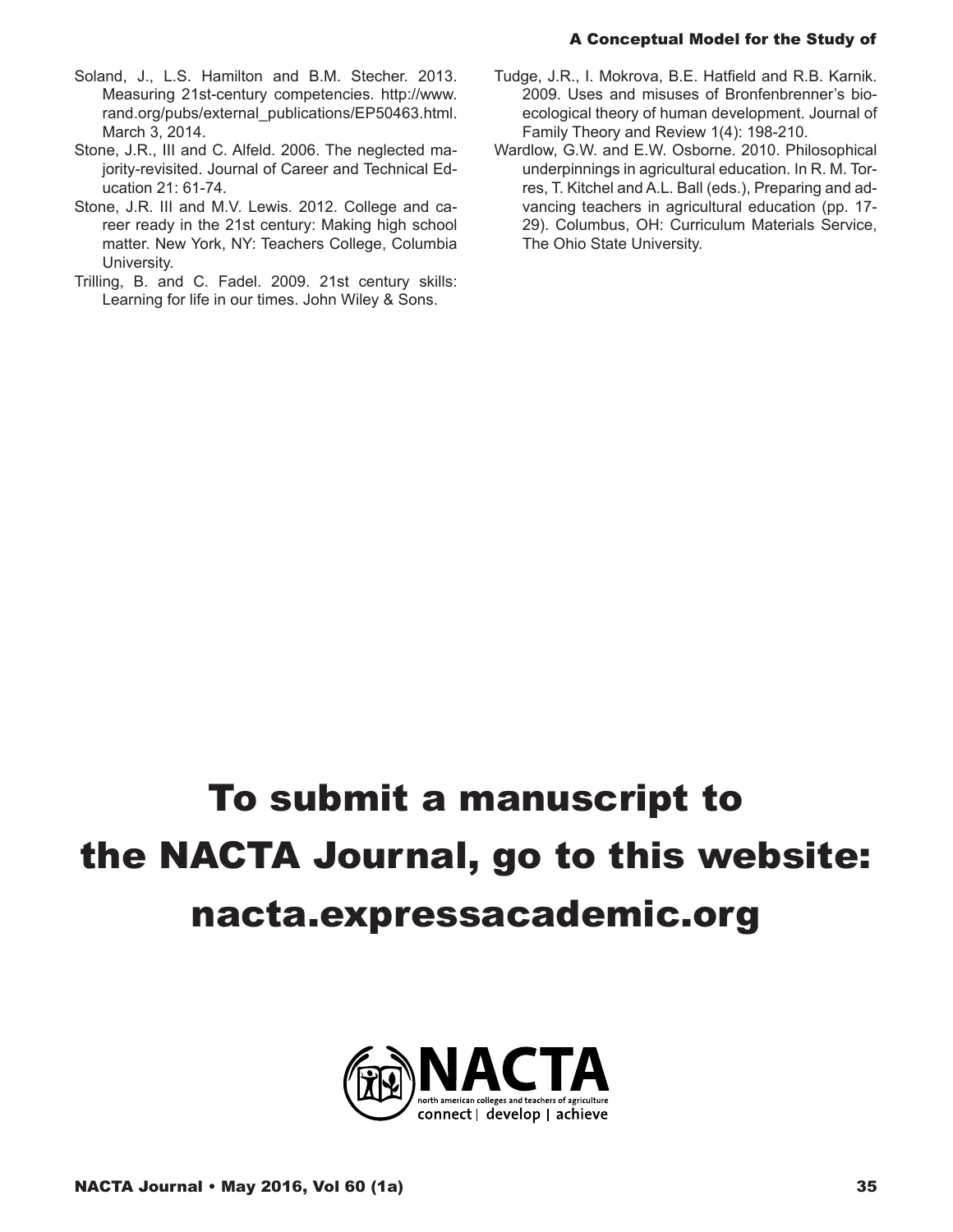Soland, J., L.S. Hamilton and B.M. Stecher. 2013. Measuring 21st-century competencies. http://www.rand.org/pubs/external_publications/EP50463.html. March 3, 2014.

Stone, J.R., III and C. Alfeld. 2006. The neglected majority-revisited. Journal of Career and Technical Education 21: 61-74.

Stone, J.R. III and M.V. Lewis. 2012. College and career ready in the 21st century: Making high school matter. New York, NY: Teachers College, Columbia University.

Trilling, B. and C. Fadel. 2009. 21st century skills: Learning for life in our times. John Wiley & Sons.

Tudge, J.R., I. Mokrova, B.E. Hatfield and R.B. Karnik. 2009. Uses and misuses of Bronfenbrenner's bioecological theory of human development. Journal of Family Theory and Review 1(4): 198-210.

Wardlow, G.W. and E.W. Osborne. 2010. Philosophical underpinnings in agricultural education. In R. M. Torres, T. Kitchel and A.L. Ball (eds.), Preparing and advancing teachers in agricultural education (pp. 17-29). Columbus, OH: Curriculum Materials Service, The Ohio State University.

# To submit a manuscript to the NACTA Journal, go to this website: nacta.expressacademic.org

NACTA
north american colleges and teachers of agriculture
connect | develop | achieve